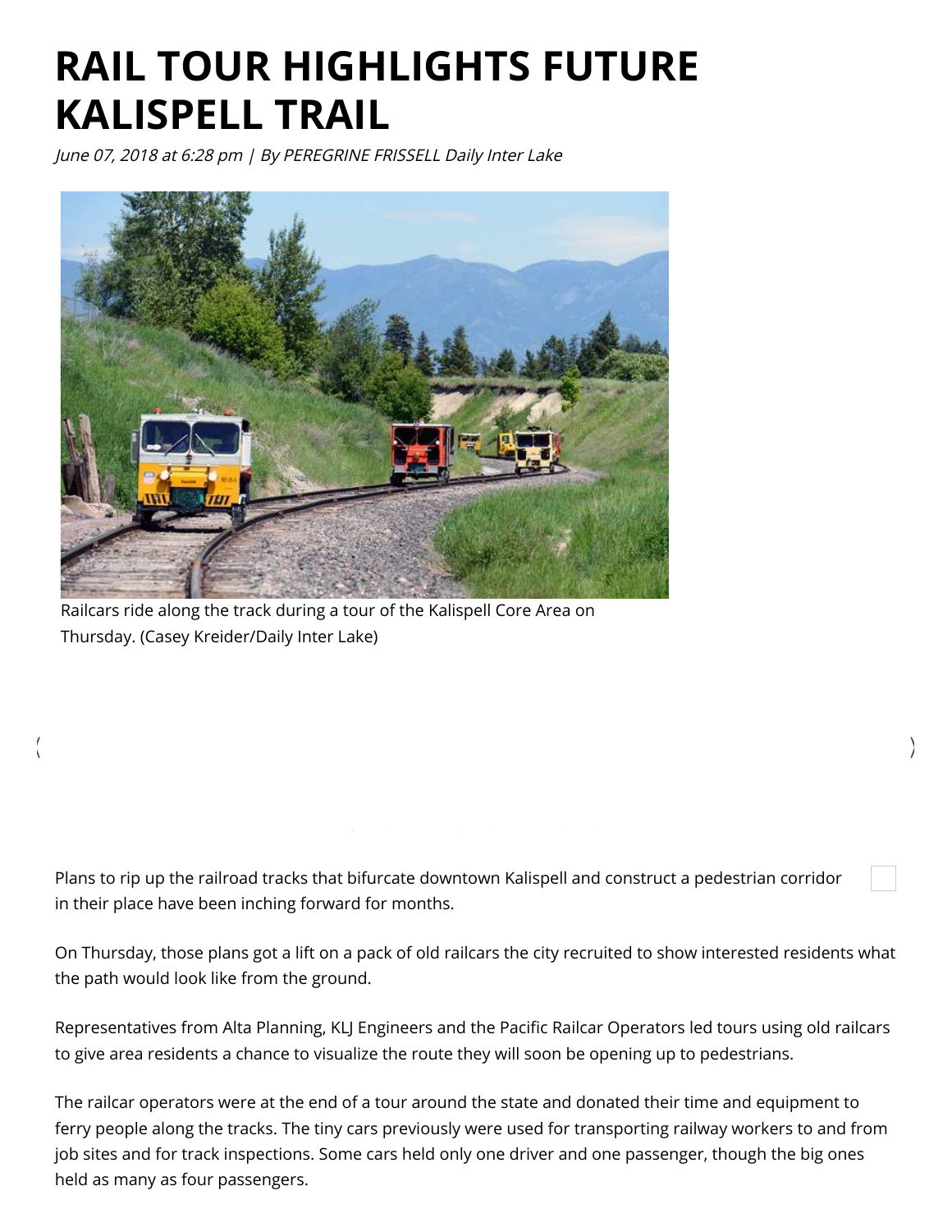# RAIL TOUR HIGHLIGHTS FUTURE KALISPELL TRAIL

*June 07, 2018 at 6:28 pm | By PEREGRINE FRISSELL Daily Inter Lake*

Railcars ride along the track during a tour of the Kalispell Core Area on Thursday. (Casey Kreider/Daily Inter Lake)

Plans to rip up the railroad tracks that bifurcate downtown Kalispell and construct a pedestrian corridor in their place have been inching forward for months.

On Thursday, those plans got a lift on a pack of old railcars the city recruited to show interested residents what the path would look like from the ground.

Representatives from Alta Planning, KLJ Engineers and the Pacific Railcar Operators led tours using old railcars to give area residents a chance to visualize the route they will soon be opening up to pedestrians.

The railcar operators were at the end of a tour around the state and donated their time and equipment to ferry people along the tracks. The tiny cars previously were used for transporting railway workers to and from job sites and for track inspections. Some cars held only one driver and one passenger, though the big ones held as many as four passengers.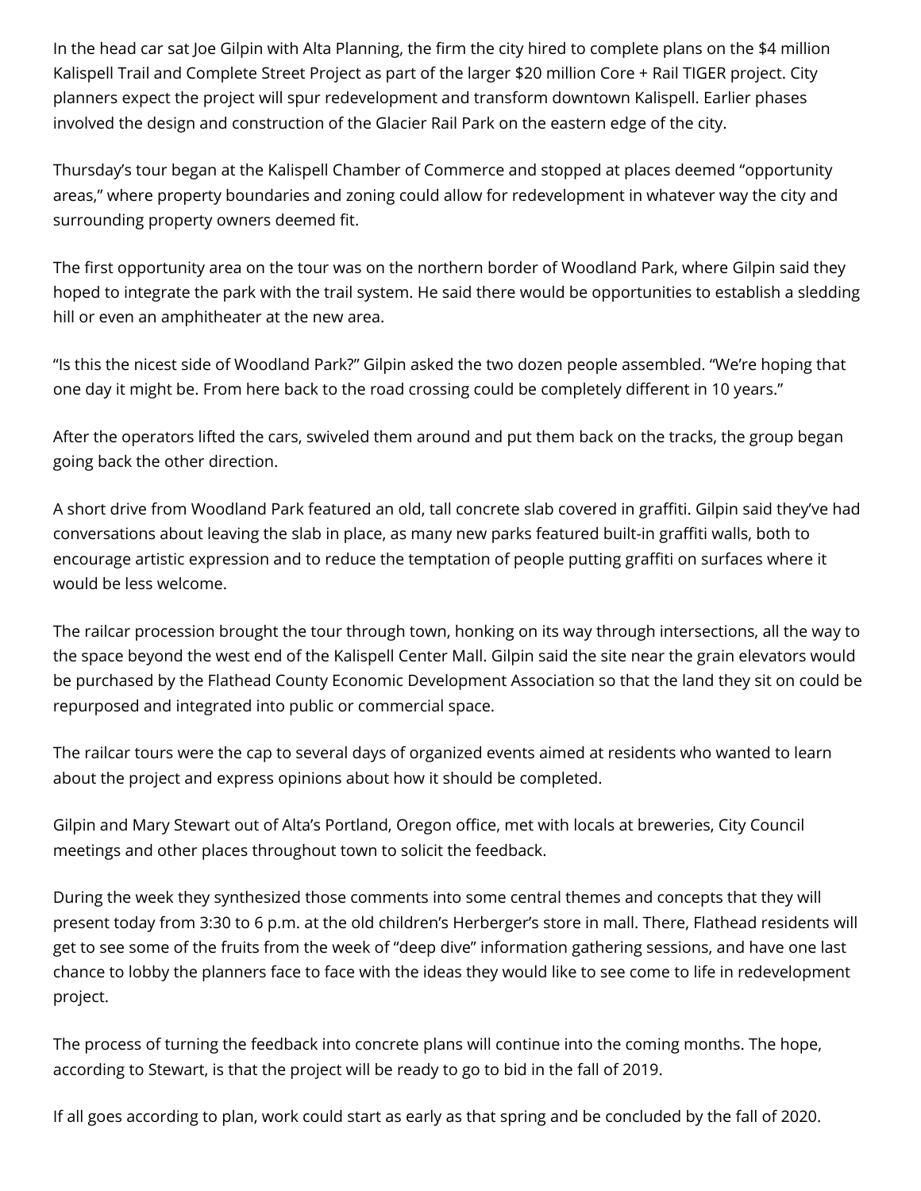In the head car sat Joe Gilpin with Alta Planning, the firm the city hired to complete plans on the $4 million Kalispell Trail and Complete Street Project as part of the larger $20 million Core + Rail TIGER project. City planners expect the project will spur redevelopment and transform downtown Kalispell. Earlier phases involved the design and construction of the Glacier Rail Park on the eastern edge of the city.

Thursday's tour began at the Kalispell Chamber of Commerce and stopped at places deemed "opportunity areas," where property boundaries and zoning could allow for redevelopment in whatever way the city and surrounding property owners deemed fit.

The first opportunity area on the tour was on the northern border of Woodland Park, where Gilpin said they hoped to integrate the park with the trail system. He said there would be opportunities to establish a sledding hill or even an amphitheater at the new area.

"Is this the nicest side of Woodland Park?" Gilpin asked the two dozen people assembled. "We're hoping that one day it might be. From here back to the road crossing could be completely different in 10 years."

After the operators lifted the cars, swiveled them around and put them back on the tracks, the group began going back the other direction.

A short drive from Woodland Park featured an old, tall concrete slab covered in graffiti. Gilpin said they've had conversations about leaving the slab in place, as many new parks featured built-in graffiti walls, both to encourage artistic expression and to reduce the temptation of people putting graffiti on surfaces where it would be less welcome.

The railcar procession brought the tour through town, honking on its way through intersections, all the way to the space beyond the west end of the Kalispell Center Mall. Gilpin said the site near the grain elevators would be purchased by the Flathead County Economic Development Association so that the land they sit on could be repurposed and integrated into public or commercial space.

The railcar tours were the cap to several days of organized events aimed at residents who wanted to learn about the project and express opinions about how it should be completed.

Gilpin and Mary Stewart out of Alta's Portland, Oregon office, met with locals at breweries, City Council meetings and other places throughout town to solicit the feedback.

During the week they synthesized those comments into some central themes and concepts that they will present today from 3:30 to 6 p.m. at the old children's Herberger's store in mall. There, Flathead residents will get to see some of the fruits from the week of "deep dive" information gathering sessions, and have one last chance to lobby the planners face to face with the ideas they would like to see come to life in redevelopment project.

The process of turning the feedback into concrete plans will continue into the coming months. The hope, according to Stewart, is that the project will be ready to go to bid in the fall of 2019.

If all goes according to plan, work could start as early as that spring and be concluded by the fall of 2020.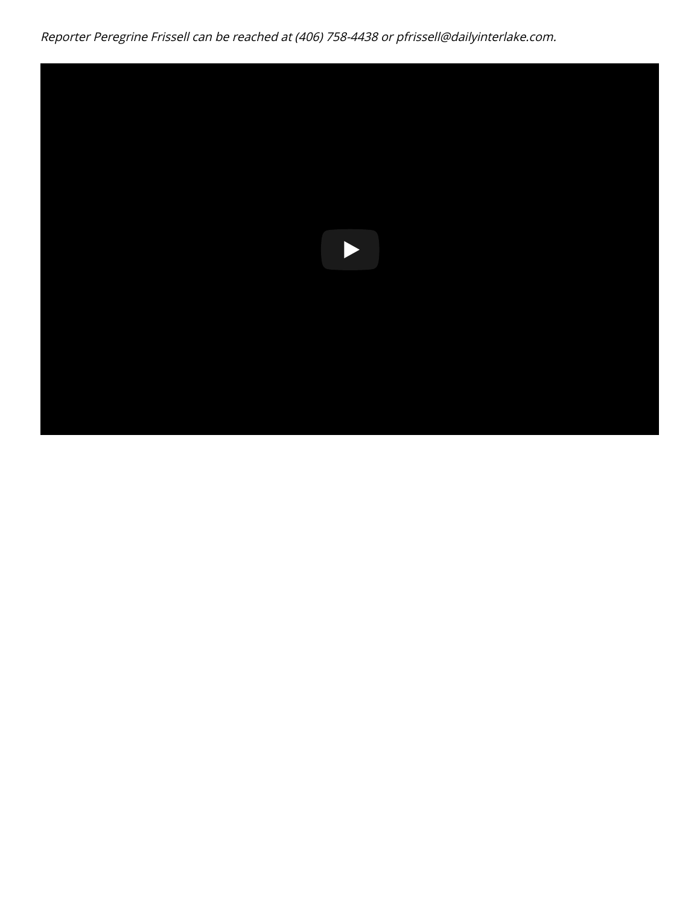*Reporter Peregrine Frissell can be reached at (406) 758-4438 or pfrissell@dailyinterlake.com.*